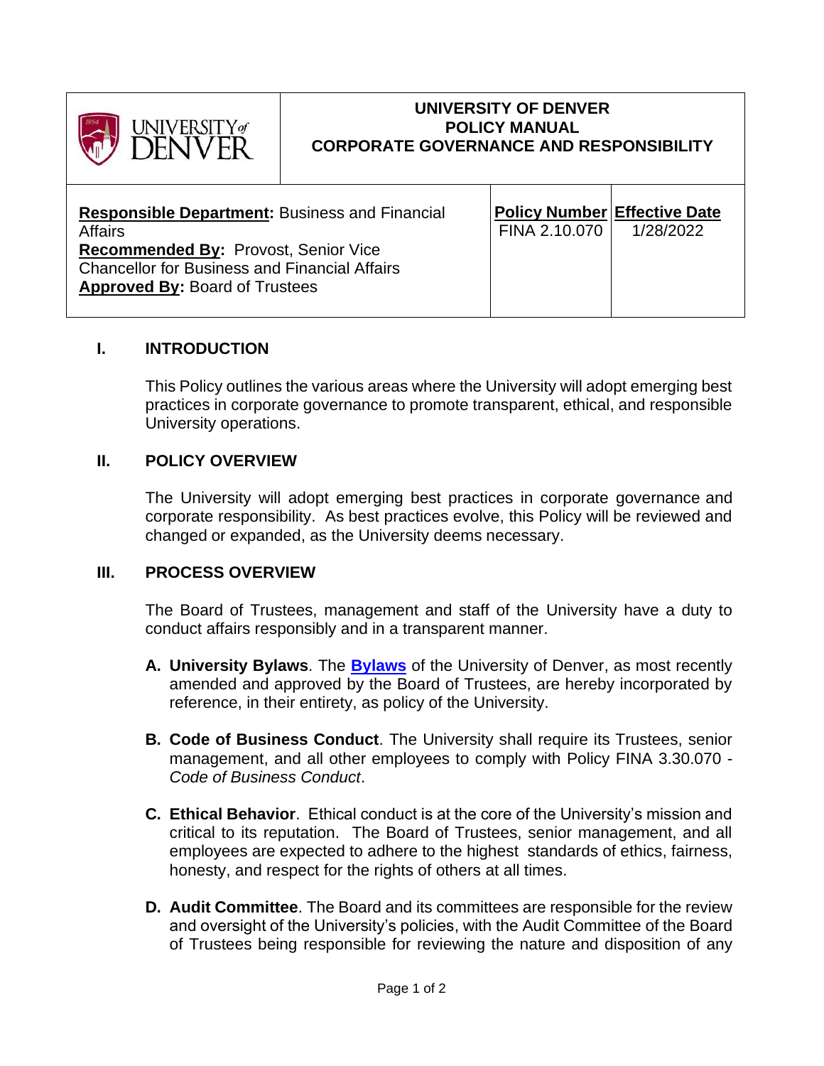| UNIVERSITY of DENVER | UNIVERSITY OF DENVER<br>POLICY MANUAL<br>CORPORATE GOVERNANCE AND RESPONSIBILITY | |
|---|---|---|
| **Responsible Department:** Business and Financial Affairs<br>**Recommended By:** Provost, Senior Vice Chancellor for Business and Financial Affairs<br>**Approved By:** Board of Trustees | **Policy Number**<br>FINA 2.10.070 | **Effective Date**<br>1/28/2022 |

## I. INTRODUCTION

This Policy outlines the various areas where the University will adopt emerging best practices in corporate governance to promote transparent, ethical, and responsible University operations.

## II. POLICY OVERVIEW

The University will adopt emerging best practices in corporate governance and corporate responsibility. As best practices evolve, this Policy will be reviewed and changed or expanded, as the University deems necessary.

## III. PROCESS OVERVIEW

The Board of Trustees, management and staff of the University have a duty to conduct affairs responsibly and in a transparent manner.

**A. University Bylaws**. The **Bylaws** of the University of Denver, as most recently amended and approved by the Board of Trustees, are hereby incorporated by reference, in their entirety, as policy of the University.

**B. Code of Business Conduct**. The University shall require its Trustees, senior management, and all other employees to comply with Policy FINA 3.30.070 - *Code of Business Conduct*.

**C. Ethical Behavior**. Ethical conduct is at the core of the University's mission and critical to its reputation. The Board of Trustees, senior management, and all employees are expected to adhere to the highest standards of ethics, fairness, honesty, and respect for the rights of others at all times.

**D. Audit Committee**. The Board and its committees are responsible for the review and oversight of the University's policies, with the Audit Committee of the Board of Trustees being responsible for reviewing the nature and disposition of any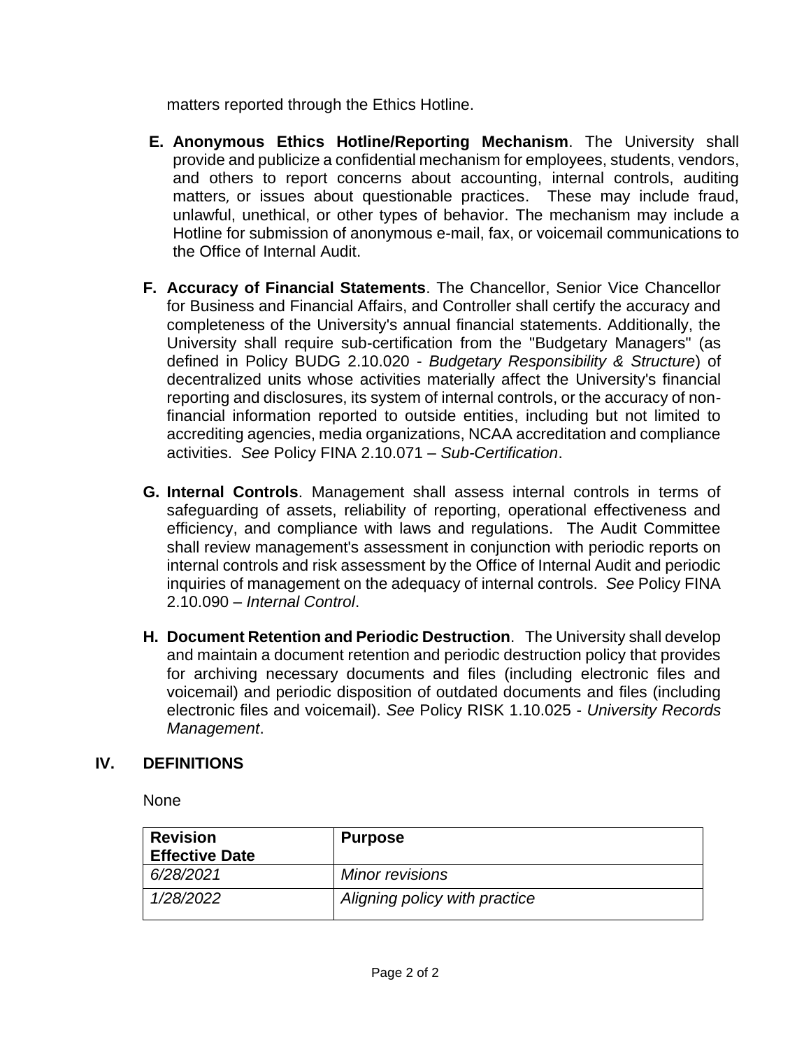matters reported through the Ethics Hotline.

**E. Anonymous Ethics Hotline/Reporting Mechanism**. The University shall provide and publicize a confidential mechanism for employees, students, vendors, and others to report concerns about accounting, internal controls, auditing matters, or issues about questionable practices. These may include fraud, unlawful, unethical, or other types of behavior. The mechanism may include a Hotline for submission of anonymous e-mail, fax, or voicemail communications to the Office of Internal Audit.

**F. Accuracy of Financial Statements**. The Chancellor, Senior Vice Chancellor for Business and Financial Affairs, and Controller shall certify the accuracy and completeness of the University's annual financial statements. Additionally, the University shall require sub-certification from the "Budgetary Managers" (as defined in Policy BUDG 2.10.020 - *Budgetary Responsibility & Structure*) of decentralized units whose activities materially affect the University's financial reporting and disclosures, its system of internal controls, or the accuracy of non-financial information reported to outside entities, including but not limited to accrediting agencies, media organizations, NCAA accreditation and compliance activities. *See* Policy FINA 2.10.071 – *Sub-Certification*.

**G. Internal Controls**. Management shall assess internal controls in terms of safeguarding of assets, reliability of reporting, operational effectiveness and efficiency, and compliance with laws and regulations. The Audit Committee shall review management's assessment in conjunction with periodic reports on internal controls and risk assessment by the Office of Internal Audit and periodic inquiries of management on the adequacy of internal controls. *See* Policy FINA 2.10.090 – *Internal Control*.

**H. Document Retention and Periodic Destruction**. The University shall develop and maintain a document retention and periodic destruction policy that provides for archiving necessary documents and files (including electronic files and voicemail) and periodic disposition of outdated documents and files (including electronic files and voicemail). *See* Policy RISK 1.10.025 - *University Records Management*.

## IV. DEFINITIONS

None

| Revision Effective Date | Purpose |
|---|---|
| *6/28/2021* | *Minor revisions* |
| *1/28/2022* | *Aligning policy with practice* |